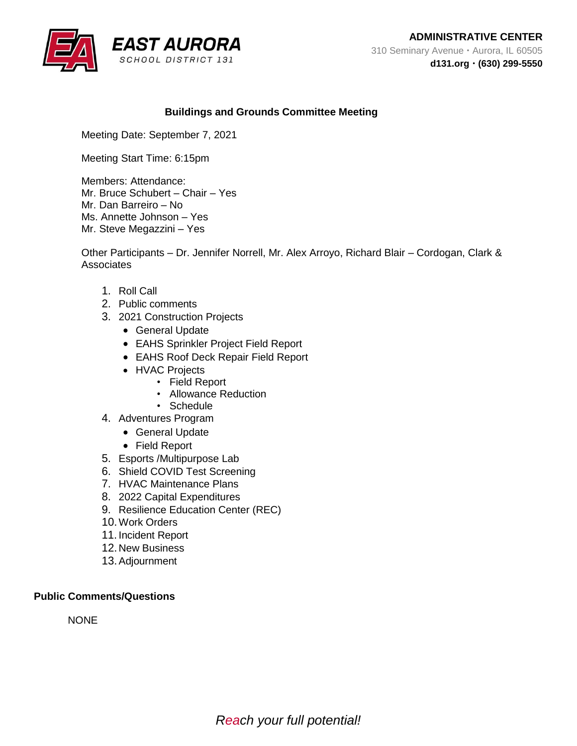**EAST AURORA**
SCHOOL DISTRICT 131

**ADMINISTRATIVE CENTER**
310 Seminary Avenue • Aurora, IL 60505
**d131.org • (630) 299-5550**

## Buildings and Grounds Committee Meeting

Meeting Date: September 7, 2021

Meeting Start Time: 6:15pm

Members: Attendance:
Mr. Bruce Schubert – Chair – Yes
Mr. Dan Barreiro – No
Ms. Annette Johnson – Yes
Mr. Steve Megazzini – Yes

Other Participants – Dr. Jennifer Norrell, Mr. Alex Arroyo, Richard Blair – Cordogan, Clark & Associates

1. Roll Call
2. Public comments
3. 2021 Construction Projects
   - General Update
   - EAHS Sprinkler Project Field Report
   - EAHS Roof Deck Repair Field Report
   - HVAC Projects
     - Field Report
     - Allowance Reduction
     - Schedule
4. Adventures Program
   - General Update
   - Field Report
5. Esports /Multipurpose Lab
6. Shield COVID Test Screening
7. HVAC Maintenance Plans
8. 2022 Capital Expenditures
9. Resilience Education Center (REC)
10. Work Orders
11. Incident Report
12. New Business
13. Adjournment

**Public Comments/Questions**

NONE

*Reach your full potential!*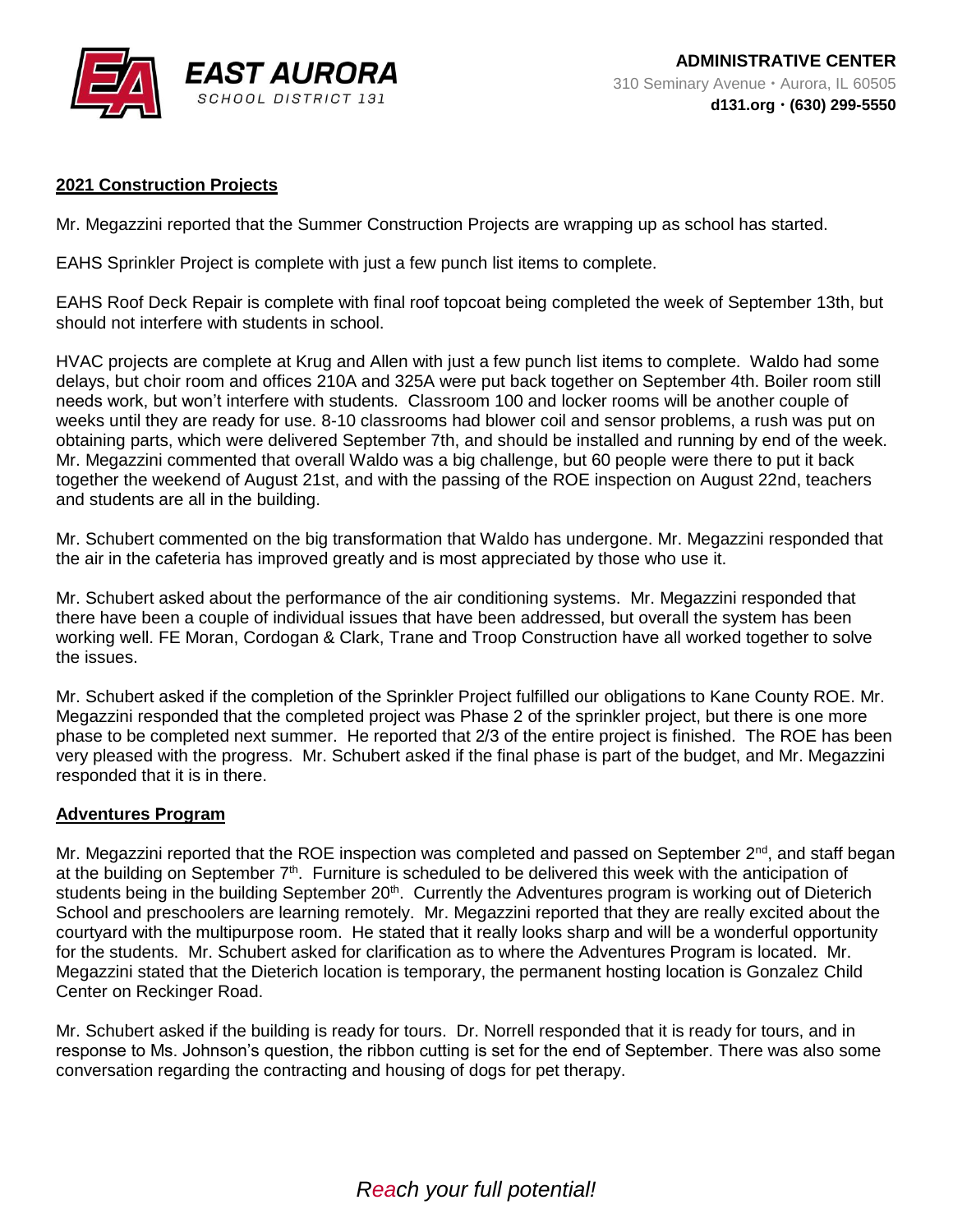## 2021 Construction Projects

Mr. Megazzini reported that the Summer Construction Projects are wrapping up as school has started.

EAHS Sprinkler Project is complete with just a few punch list items to complete.

EAHS Roof Deck Repair is complete with final roof topcoat being completed the week of September 13th, but should not interfere with students in school.

HVAC projects are complete at Krug and Allen with just a few punch list items to complete. Waldo had some delays, but choir room and offices 210A and 325A were put back together on September 4th. Boiler room still needs work, but won't interfere with students. Classroom 100 and locker rooms will be another couple of weeks until they are ready for use. 8-10 classrooms had blower coil and sensor problems, a rush was put on obtaining parts, which were delivered September 7th, and should be installed and running by end of the week. Mr. Megazzini commented that overall Waldo was a big challenge, but 60 people were there to put it back together the weekend of August 21st, and with the passing of the ROE inspection on August 22nd, teachers and students are all in the building.

Mr. Schubert commented on the big transformation that Waldo has undergone. Mr. Megazzini responded that the air in the cafeteria has improved greatly and is most appreciated by those who use it.

Mr. Schubert asked about the performance of the air conditioning systems. Mr. Megazzini responded that there have been a couple of individual issues that have been addressed, but overall the system has been working well. FE Moran, Cordogan & Clark, Trane and Troop Construction have all worked together to solve the issues.

Mr. Schubert asked if the completion of the Sprinkler Project fulfilled our obligations to Kane County ROE. Mr. Megazzini responded that the completed project was Phase 2 of the sprinkler project, but there is one more phase to be completed next summer. He reported that 2/3 of the entire project is finished. The ROE has been very pleased with the progress. Mr. Schubert asked if the final phase is part of the budget, and Mr. Megazzini responded that it is in there.

## Adventures Program

Mr. Megazzini reported that the ROE inspection was completed and passed on September 2nd, and staff began at the building on September 7th. Furniture is scheduled to be delivered this week with the anticipation of students being in the building September 20th. Currently the Adventures program is working out of Dieterich School and preschoolers are learning remotely. Mr. Megazzini reported that they are really excited about the courtyard with the multipurpose room. He stated that it really looks sharp and will be a wonderful opportunity for the students. Mr. Schubert asked for clarification as to where the Adventures Program is located. Mr. Megazzini stated that the Dieterich location is temporary, the permanent hosting location is Gonzalez Child Center on Reckinger Road.

Mr. Schubert asked if the building is ready for tours. Dr. Norrell responded that it is ready for tours, and in response to Ms. Johnson's question, the ribbon cutting is set for the end of September. There was also some conversation regarding the contracting and housing of dogs for pet therapy.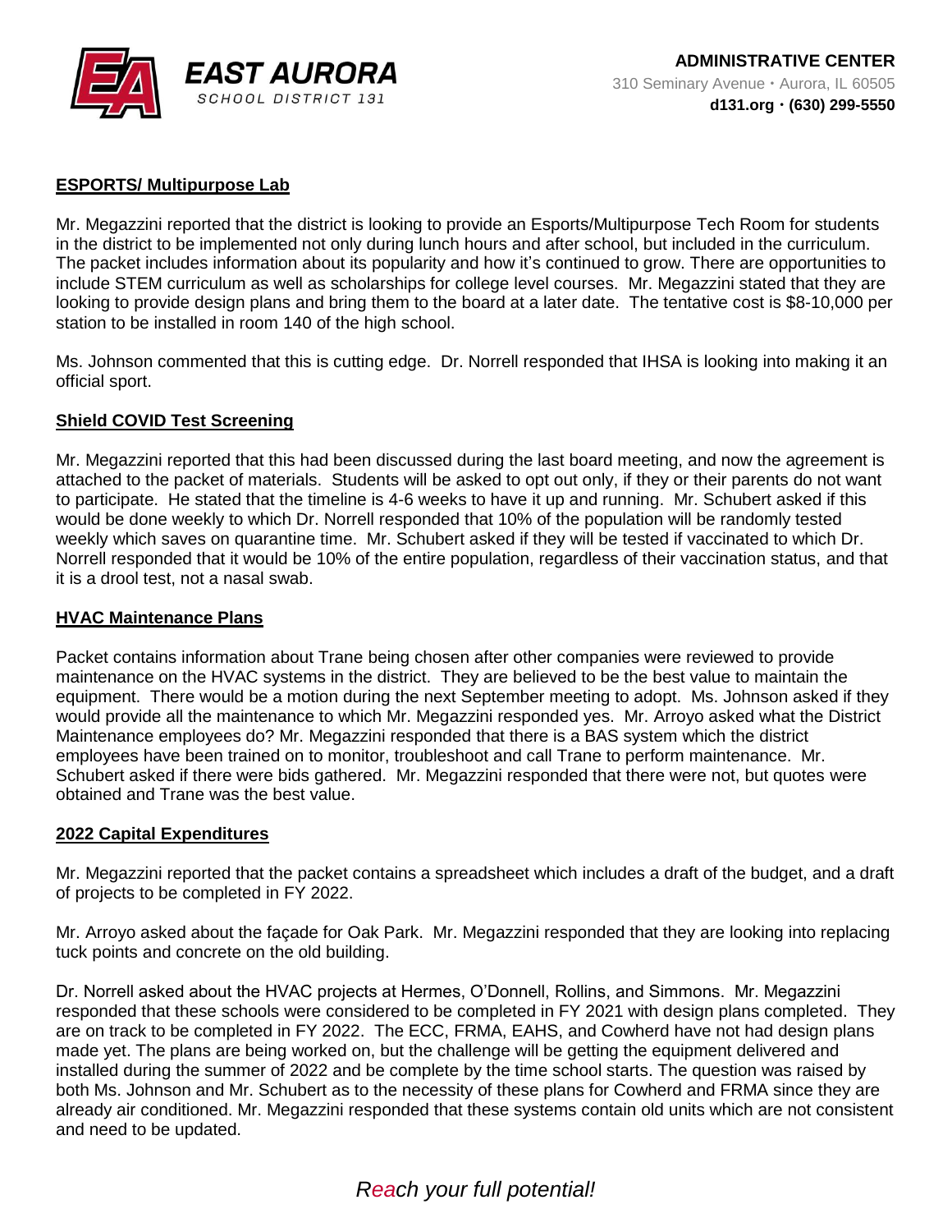## ESPORTS/ Multipurpose Lab

Mr. Megazzini reported that the district is looking to provide an Esports/Multipurpose Tech Room for students in the district to be implemented not only during lunch hours and after school, but included in the curriculum. The packet includes information about its popularity and how it's continued to grow. There are opportunities to include STEM curriculum as well as scholarships for college level courses. Mr. Megazzini stated that they are looking to provide design plans and bring them to the board at a later date. The tentative cost is $8-10,000 per station to be installed in room 140 of the high school.

Ms. Johnson commented that this is cutting edge. Dr. Norrell responded that IHSA is looking into making it an official sport.

## Shield COVID Test Screening

Mr. Megazzini reported that this had been discussed during the last board meeting, and now the agreement is attached to the packet of materials. Students will be asked to opt out only, if they or their parents do not want to participate. He stated that the timeline is 4-6 weeks to have it up and running. Mr. Schubert asked if this would be done weekly to which Dr. Norrell responded that 10% of the population will be randomly tested weekly which saves on quarantine time. Mr. Schubert asked if they will be tested if vaccinated to which Dr. Norrell responded that it would be 10% of the entire population, regardless of their vaccination status, and that it is a drool test, not a nasal swab.

## HVAC Maintenance Plans

Packet contains information about Trane being chosen after other companies were reviewed to provide maintenance on the HVAC systems in the district. They are believed to be the best value to maintain the equipment. There would be a motion during the next September meeting to adopt. Ms. Johnson asked if they would provide all the maintenance to which Mr. Megazzini responded yes. Mr. Arroyo asked what the District Maintenance employees do? Mr. Megazzini responded that there is a BAS system which the district employees have been trained on to monitor, troubleshoot and call Trane to perform maintenance. Mr. Schubert asked if there were bids gathered. Mr. Megazzini responded that there were not, but quotes were obtained and Trane was the best value.

## 2022 Capital Expenditures

Mr. Megazzini reported that the packet contains a spreadsheet which includes a draft of the budget, and a draft of projects to be completed in FY 2022.

Mr. Arroyo asked about the façade for Oak Park. Mr. Megazzini responded that they are looking into replacing tuck points and concrete on the old building.

Dr. Norrell asked about the HVAC projects at Hermes, O'Donnell, Rollins, and Simmons. Mr. Megazzini responded that these schools were considered to be completed in FY 2021 with design plans completed. They are on track to be completed in FY 2022. The ECC, FRMA, EAHS, and Cowherd have not had design plans made yet. The plans are being worked on, but the challenge will be getting the equipment delivered and installed during the summer of 2022 and be complete by the time school starts. The question was raised by both Ms. Johnson and Mr. Schubert as to the necessity of these plans for Cowherd and FRMA since they are already air conditioned. Mr. Megazzini responded that these systems contain old units which are not consistent and need to be updated.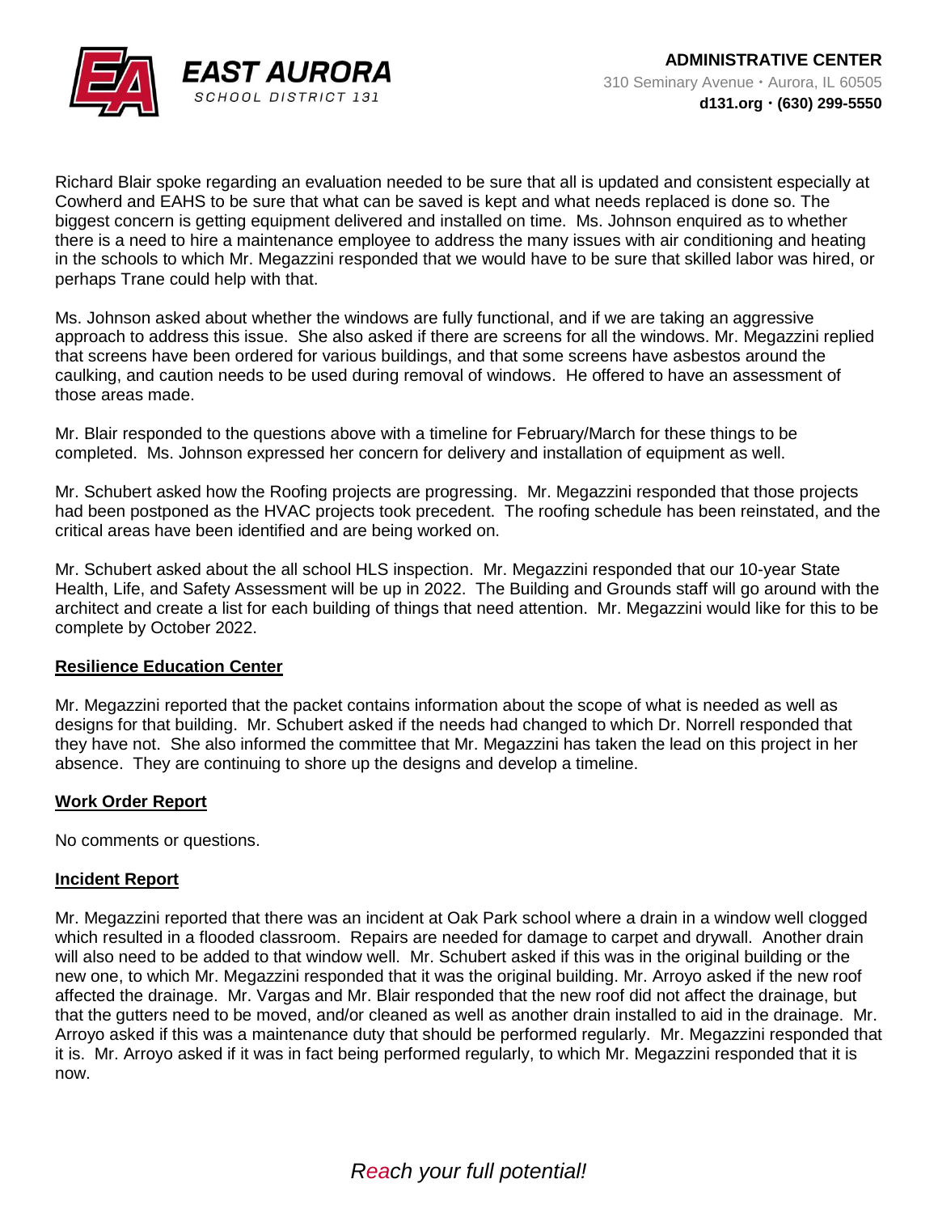Richard Blair spoke regarding an evaluation needed to be sure that all is updated and consistent especially at Cowherd and EAHS to be sure that what can be saved is kept and what needs replaced is done so. The biggest concern is getting equipment delivered and installed on time. Ms. Johnson enquired as to whether there is a need to hire a maintenance employee to address the many issues with air conditioning and heating in the schools to which Mr. Megazzini responded that we would have to be sure that skilled labor was hired, or perhaps Trane could help with that.

Ms. Johnson asked about whether the windows are fully functional, and if we are taking an aggressive approach to address this issue. She also asked if there are screens for all the windows. Mr. Megazzini replied that screens have been ordered for various buildings, and that some screens have asbestos around the caulking, and caution needs to be used during removal of windows. He offered to have an assessment of those areas made.

Mr. Blair responded to the questions above with a timeline for February/March for these things to be completed. Ms. Johnson expressed her concern for delivery and installation of equipment as well.

Mr. Schubert asked how the Roofing projects are progressing. Mr. Megazzini responded that those projects had been postponed as the HVAC projects took precedent. The roofing schedule has been reinstated, and the critical areas have been identified and are being worked on.

Mr. Schubert asked about the all school HLS inspection. Mr. Megazzini responded that our 10-year State Health, Life, and Safety Assessment will be up in 2022. The Building and Grounds staff will go around with the architect and create a list for each building of things that need attention. Mr. Megazzini would like for this to be complete by October 2022.

## Resilience Education Center

Mr. Megazzini reported that the packet contains information about the scope of what is needed as well as designs for that building. Mr. Schubert asked if the needs had changed to which Dr. Norrell responded that they have not. She also informed the committee that Mr. Megazzini has taken the lead on this project in her absence. They are continuing to shore up the designs and develop a timeline.

## Work Order Report

No comments or questions.

## Incident Report

Mr. Megazzini reported that there was an incident at Oak Park school where a drain in a window well clogged which resulted in a flooded classroom. Repairs are needed for damage to carpet and drywall. Another drain will also need to be added to that window well. Mr. Schubert asked if this was in the original building or the new one, to which Mr. Megazzini responded that it was the original building. Mr. Arroyo asked if the new roof affected the drainage. Mr. Vargas and Mr. Blair responded that the new roof did not affect the drainage, but that the gutters need to be moved, and/or cleaned as well as another drain installed to aid in the drainage. Mr. Arroyo asked if this was a maintenance duty that should be performed regularly. Mr. Megazzini responded that it is. Mr. Arroyo asked if it was in fact being performed regularly, to which Mr. Megazzini responded that it is now.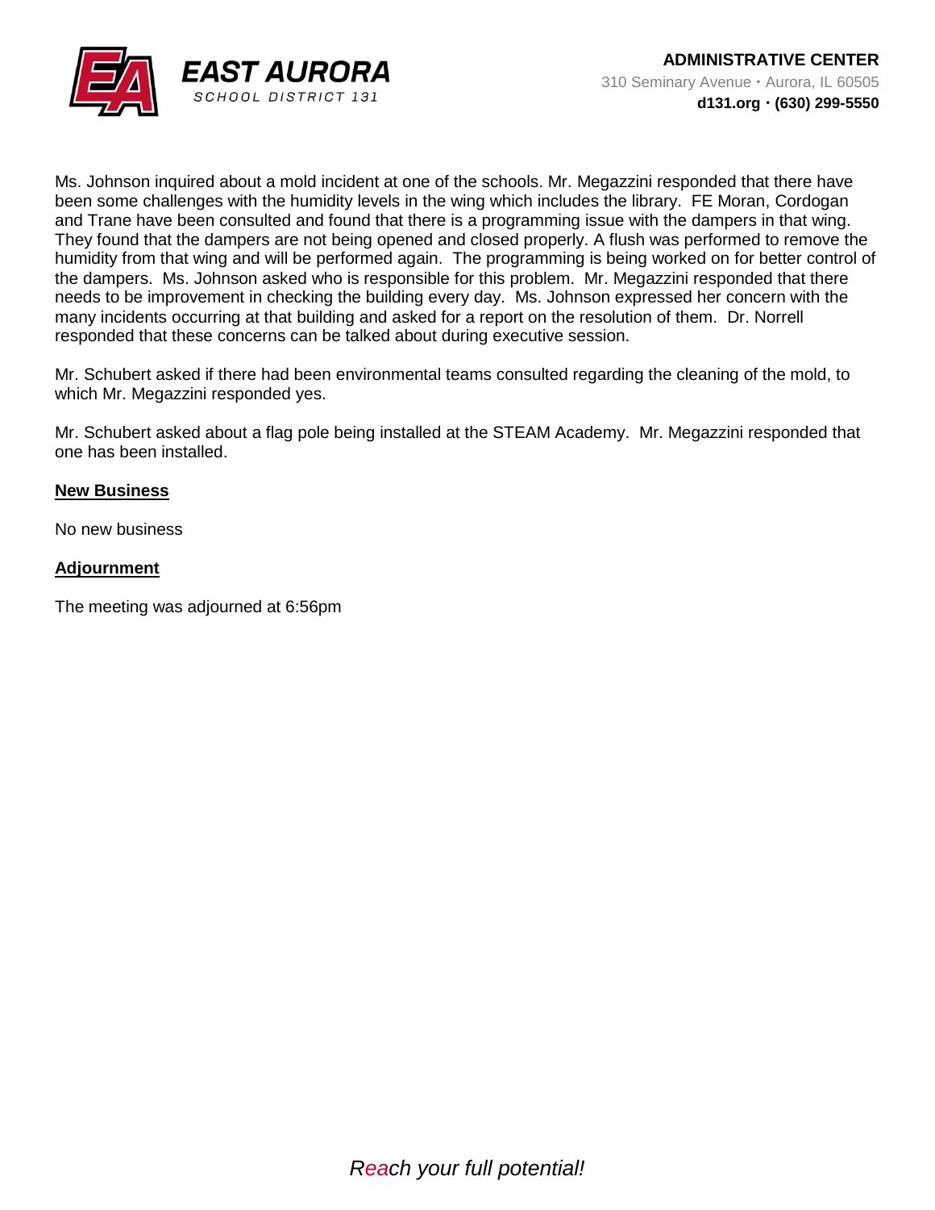Ms. Johnson inquired about a mold incident at one of the schools. Mr. Megazzini responded that there have been some challenges with the humidity levels in the wing which includes the library. FE Moran, Cordogan and Trane have been consulted and found that there is a programming issue with the dampers in that wing. They found that the dampers are not being opened and closed properly. A flush was performed to remove the humidity from that wing and will be performed again. The programming is being worked on for better control of the dampers. Ms. Johnson asked who is responsible for this problem. Mr. Megazzini responded that there needs to be improvement in checking the building every day. Ms. Johnson expressed her concern with the many incidents occurring at that building and asked for a report on the resolution of them. Dr. Norrell responded that these concerns can be talked about during executive session.

Mr. Schubert asked if there had been environmental teams consulted regarding the cleaning of the mold, to which Mr. Megazzini responded yes.

Mr. Schubert asked about a flag pole being installed at the STEAM Academy. Mr. Megazzini responded that one has been installed.

**New Business**

No new business

**Adjournment**

The meeting was adjourned at 6:56pm